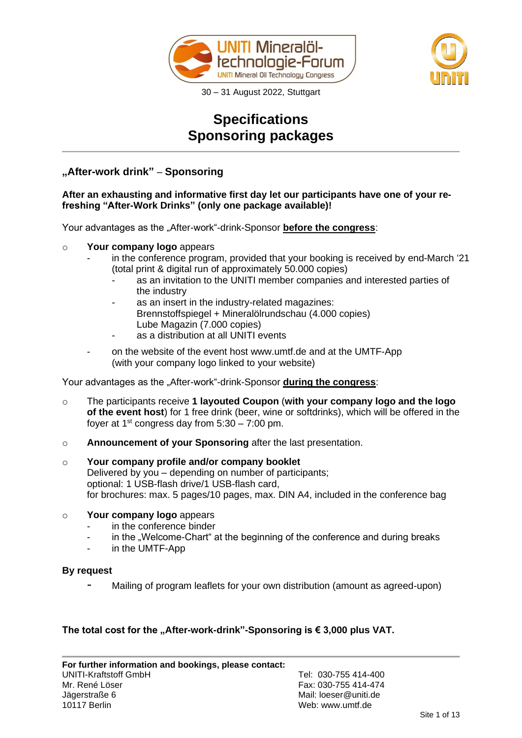UNITI Mineralöl-technologie-Forum
UNITI Mineral Oil Technology Congress

30 – 31 August 2022, Stuttgart

# Specifications
# Sponsoring packages

## „After-work drink" – Sponsoring

**After an exhausting and informative first day let our participants have one of your refreshing "After-Work Drinks" (only one package available)!**

Your advantages as the „After-work"-drink-Sponsor **before the congress**:

- **Your company logo** appears
  - in the conference program, provided that your booking is received by end-March '21 (total print & digital run of approximately 50.000 copies)
    - as an invitation to the UNITI member companies and interested parties of the industry
    - as an insert in the industry-related magazines:
      Brennstoffspiegel + Mineralölrundschau (4.000 copies)
      Lube Magazin (7.000 copies)
    - as a distribution at all UNITI events
  - on the website of the event host www.umtf.de and at the UMTF-App (with your company logo linked to your website)

Your advantages as the „After-work"-drink-Sponsor **during the congress**:

- The participants receive **1 layouted Coupon** (**with your company logo and the logo of the event host**) for 1 free drink (beer, wine or softdrinks), which will be offered in the foyer at 1st congress day from 5:30 – 7:00 pm.
- **Announcement of your Sponsoring** after the last presentation.
- **Your company profile and/or company booklet**
  Delivered by you – depending on number of participants;
  optional: 1 USB-flash drive/1 USB-flash card,
  for brochures: max. 5 pages/10 pages, max. DIN A4, included in the conference bag
- **Your company logo** appears
  - in the conference binder
  - in the „Welcome-Chart" at the beginning of the conference and during breaks
  - in the UMTF-App

**By request**

- Mailing of program leaflets for your own distribution (amount as agreed-upon)

**The total cost for the „After-work-drink"-Sponsoring is € 3,000 plus VAT.**

**For further information and bookings, please contact:**
UNITI-Kraftstoff GmbH
Mr. René Löser
Jägerstraße 6
10117 Berlin

Tel: 030-755 414-400
Fax: 030-755 414-474
Mail: loeser@uniti.de
Web: www.umtf.de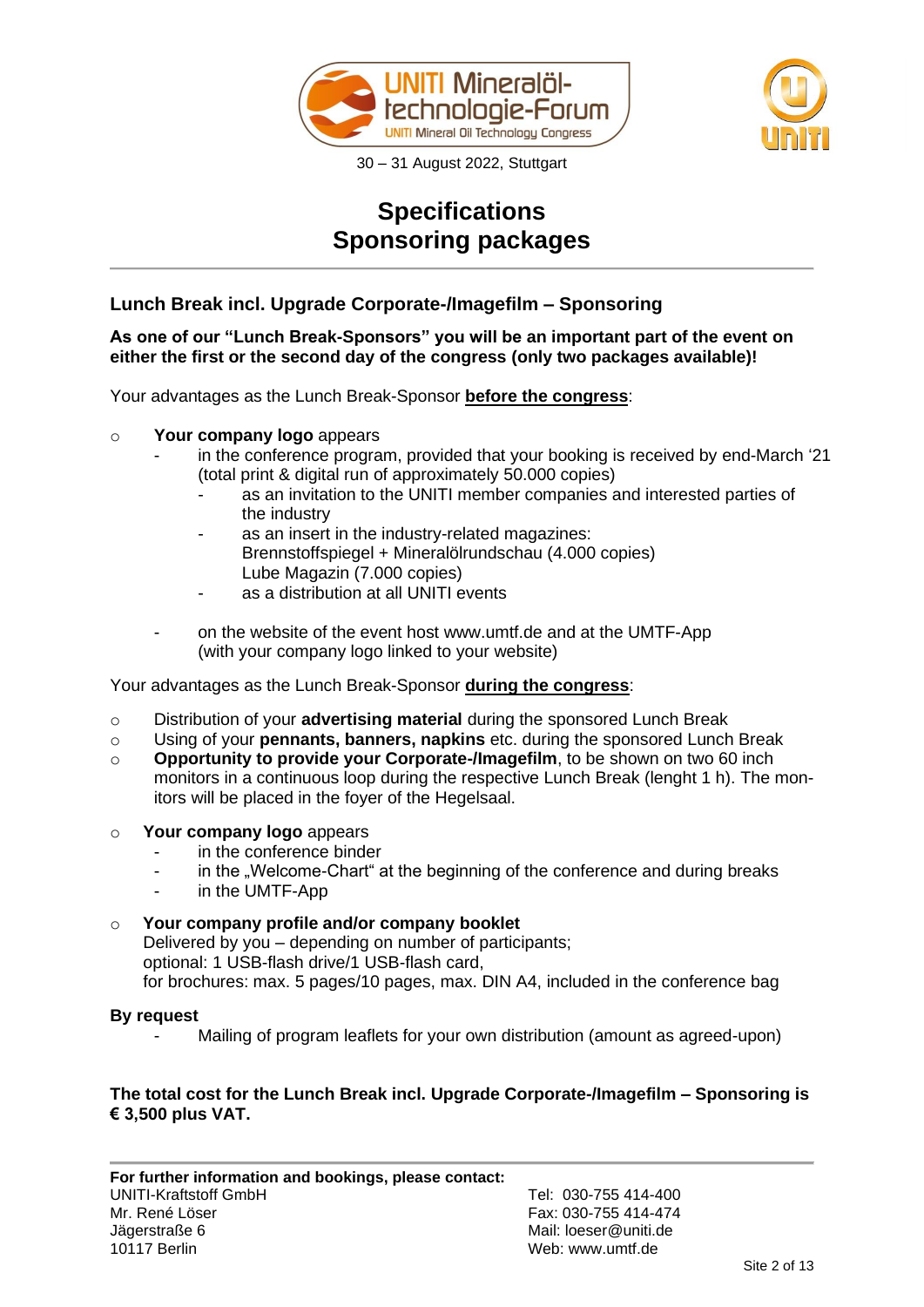30 – 31 August 2022, Stuttgart

# Specifications
# Sponsoring packages

## Lunch Break incl. Upgrade Corporate-/Imagefilm – Sponsoring

**As one of our "Lunch Break-Sponsors" you will be an important part of the event on either the first or the second day of the congress (only two packages available)!**

Your advantages as the Lunch Break-Sponsor **before the congress**:

- **Your company logo** appears
  - in the conference program, provided that your booking is received by end-March '21 (total print & digital run of approximately 50.000 copies)
    - as an invitation to the UNITI member companies and interested parties of the industry
    - as an insert in the industry-related magazines: Brennstoffspiegel + Mineralölrundschau (4.000 copies) Lube Magazin (7.000 copies)
    - as a distribution at all UNITI events
  - on the website of the event host www.umtf.de and at the UMTF-App (with your company logo linked to your website)

Your advantages as the Lunch Break-Sponsor **during the congress**:

- Distribution of your **advertising material** during the sponsored Lunch Break
- Using of your **pennants, banners, napkins** etc. during the sponsored Lunch Break
- **Opportunity to provide your Corporate-/Imagefilm**, to be shown on two 60 inch monitors in a continuous loop during the respective Lunch Break (lenght 1 h). The monitors will be placed in the foyer of the Hegelsaal.
- **Your company logo** appears
  - in the conference binder
  - in the „Welcome-Chart" at the beginning of the conference and during breaks
  - in the UMTF-App
- **Your company profile and/or company booklet**
  Delivered by you – depending on number of participants;
  optional: 1 USB-flash drive/1 USB-flash card,
  for brochures: max. 5 pages/10 pages, max. DIN A4, included in the conference bag

**By request**

- Mailing of program leaflets for your own distribution (amount as agreed-upon)

**The total cost for the Lunch Break incl. Upgrade Corporate-/Imagefilm – Sponsoring is € 3,500 plus VAT.**

**For further information and bookings, please contact:**
UNITI-Kraftstoff GmbH
Mr. René Löser
Jägerstraße 6
10117 Berlin

Tel: 030-755 414-400
Fax: 030-755 414-474
Mail: loeser@uniti.de
Web: www.umtf.de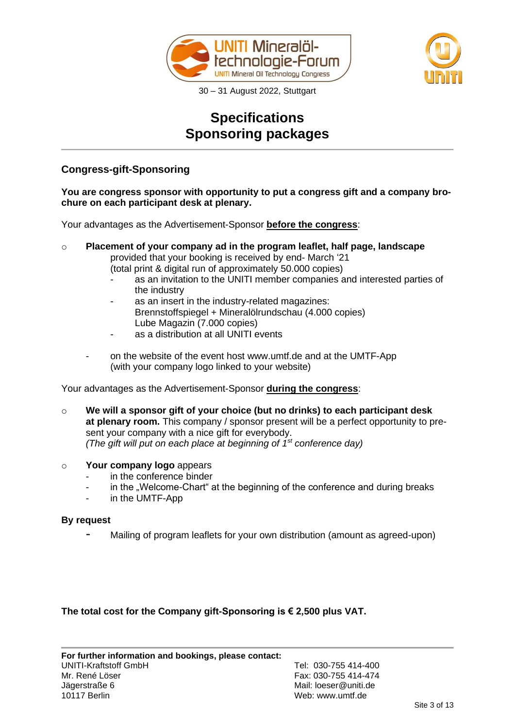30 – 31 August 2022, Stuttgart

# Specifications
# Sponsoring packages

## Congress-gift-Sponsoring

**You are congress sponsor with opportunity to put a congress gift and a company brochure on each participant desk at plenary.**

Your advantages as the Advertisement-Sponsor **before the congress**:

- **Placement of your company ad in the program leaflet, half page, landscape**
  provided that your booking is received by end- March '21
  (total print & digital run of approximately 50.000 copies)
  - as an invitation to the UNITI member companies and interested parties of the industry
  - as an insert in the industry-related magazines:
    Brennstoffspiegel + Mineralölrundschau (4.000 copies)
    Lube Magazin (7.000 copies)
  - as a distribution at all UNITI events
- on the website of the event host www.umtf.de and at the UMTF-App
  (with your company logo linked to your website)

Your advantages as the Advertisement-Sponsor **during the congress**:

- **We will a sponsor gift of your choice (but no drinks) to each participant desk at plenary room.** This company / sponsor present will be a perfect opportunity to present your company with a nice gift for everybody.
  *(The gift will put on each place at beginning of 1st conference day)*
- **Your company logo** appears
  - in the conference binder
  - in the „Welcome-Chart" at the beginning of the conference and during breaks
  - in the UMTF-App

**By request**

- Mailing of program leaflets for your own distribution (amount as agreed-upon)

**The total cost for the Company gift-Sponsoring is € 2,500 plus VAT.**

**For further information and bookings, please contact:**
UNITI-Kraftstoff GmbH
Mr. René Löser
Jägerstraße 6
10117 Berlin

Tel: 030-755 414-400
Fax: 030-755 414-474
Mail: loeser@uniti.de
Web: www.umtf.de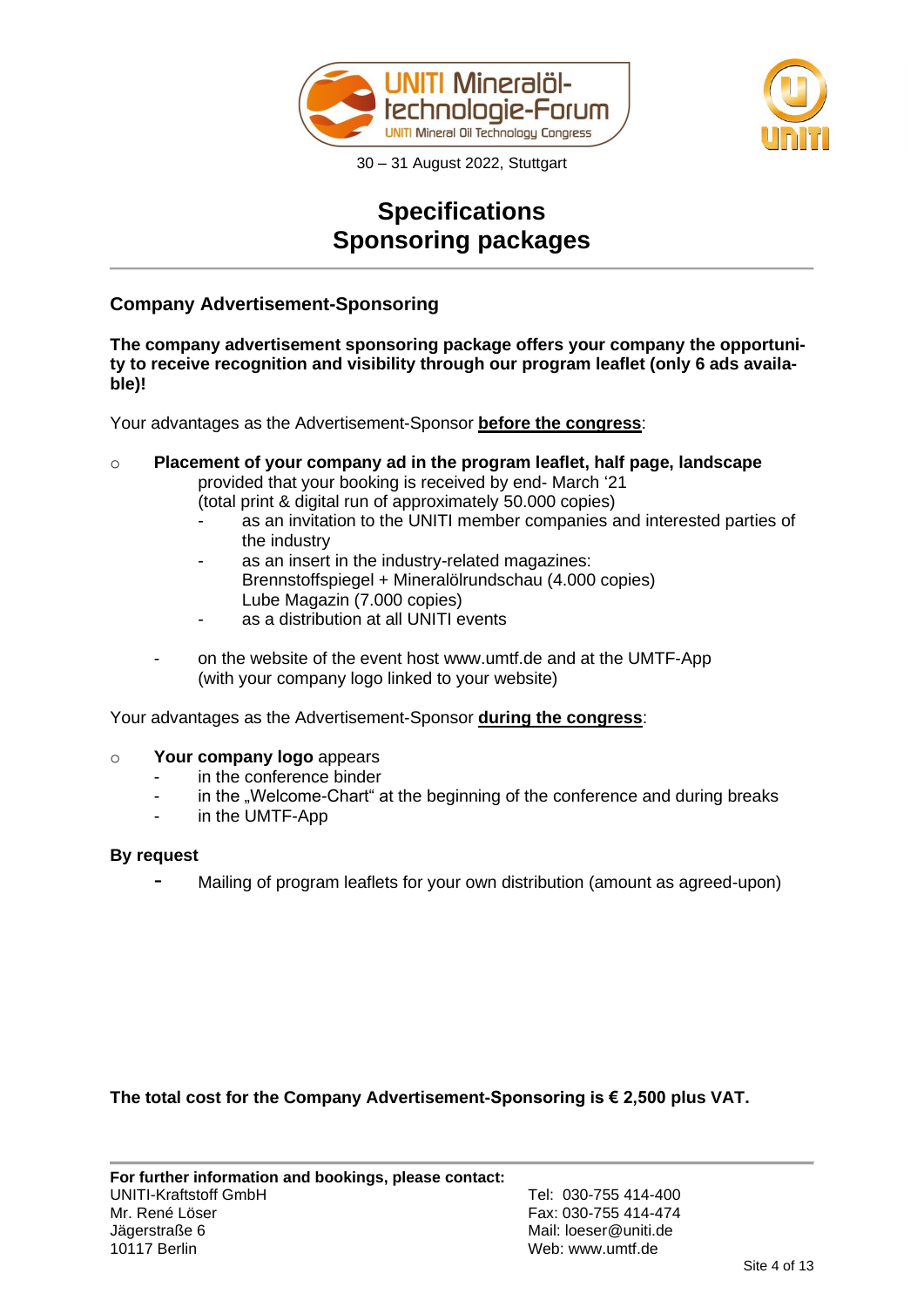UNITI Mineralöl-technologie-Forum
UNITI Mineral Oil Technology Congress

30 – 31 August 2022, Stuttgart

# Specifications
# Sponsoring packages

## Company Advertisement-Sponsoring

**The company advertisement sponsoring package offers your company the opportunity to receive recognition and visibility through our program leaflet (only 6 ads available)!**

Your advantages as the Advertisement-Sponsor **before the congress**:

- **Placement of your company ad in the program leaflet, half page, landscape**
  provided that your booking is received by end- March '21
  (total print & digital run of approximately 50.000 copies)
    - as an invitation to the UNITI member companies and interested parties of the industry
    - as an insert in the industry-related magazines:
      Brennstoffspiegel + Mineralölrundschau (4.000 copies)
      Lube Magazin (7.000 copies)
    - as a distribution at all UNITI events

  - on the website of the event host www.umtf.de and at the UMTF-App
    (with your company logo linked to your website)

Your advantages as the Advertisement-Sponsor **during the congress**:

- **Your company logo** appears
  - in the conference binder
  - in the „Welcome-Chart“ at the beginning of the conference and during breaks
  - in the UMTF-App

**By request**

- Mailing of program leaflets for your own distribution (amount as agreed-upon)

**The total cost for the Company Advertisement-Sponsoring is € 2,500 plus VAT.**

**For further information and bookings, please contact:**
UNITI-Kraftstoff GmbH
Mr. René Löser
Jägerstraße 6
10117 Berlin

Tel: 030-755 414-400
Fax: 030-755 414-474
Mail: loeser@uniti.de
Web: www.umtf.de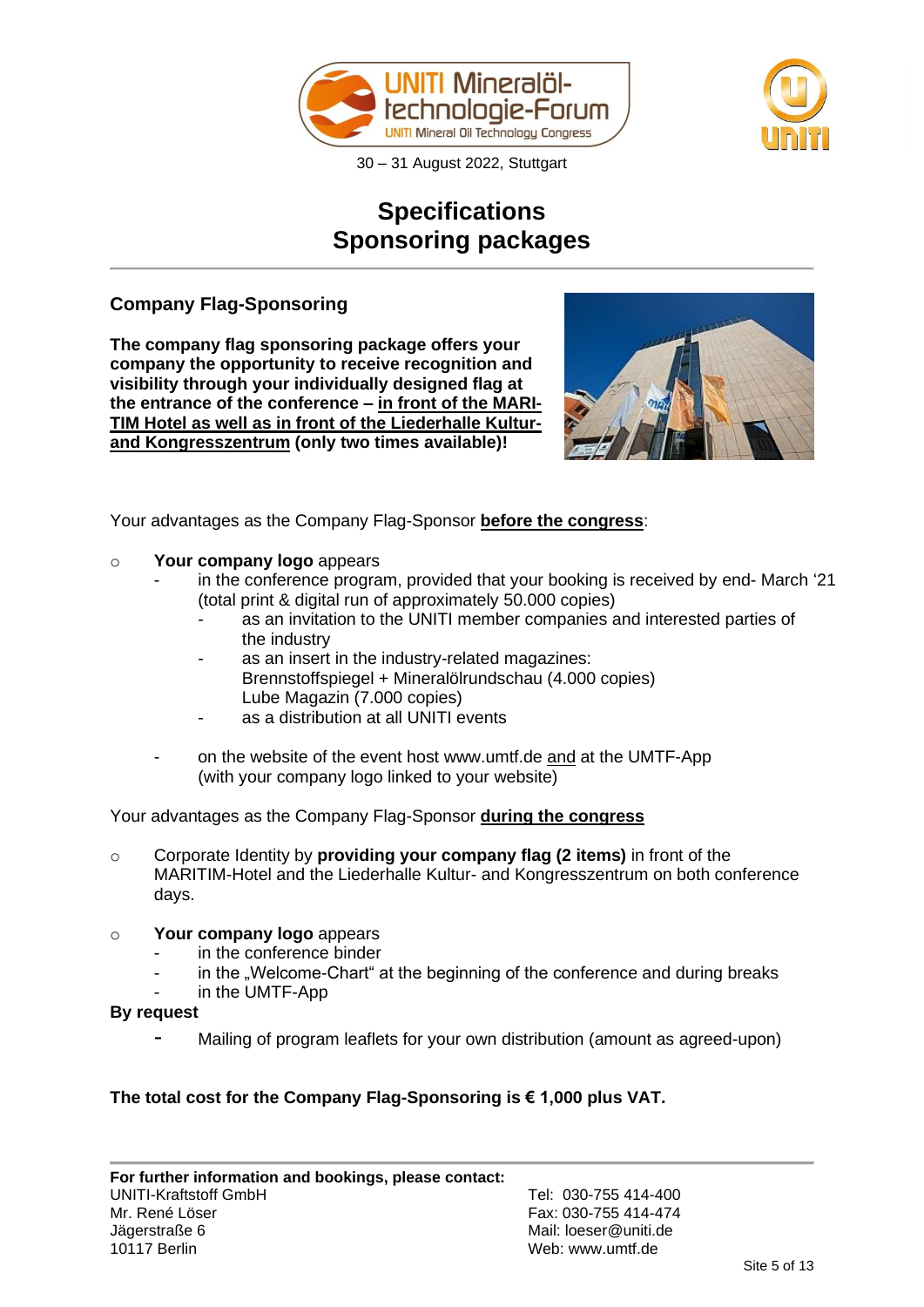30 – 31 August 2022, Stuttgart

# Specifications
# Sponsoring packages

## Company Flag-Sponsoring

**The company flag sponsoring package offers your company the opportunity to receive recognition and visibility through your individually designed flag at the entrance of the conference – <u>in front of the MARI-TIM Hotel as well as in front of the Liederhalle Kultur- and Kongresszentrum</u> (only two times available)!**

Your advantages as the Company Flag-Sponsor **<u>before the congress</u>**:

- **Your company logo** appears
  - in the conference program, provided that your booking is received by end- March '21 (total print & digital run of approximately 50.000 copies)
    - as an invitation to the UNITI member companies and interested parties of the industry
    - as an insert in the industry-related magazines:
      Brennstoffspiegel + Mineralölrundschau (4.000 copies)
      Lube Magazin (7.000 copies)
    - as a distribution at all UNITI events
  - on the website of the event host www.umtf.de <u>and</u> at the UMTF-App (with your company logo linked to your website)

Your advantages as the Company Flag-Sponsor **<u>during the congress</u>**

- Corporate Identity by **providing your company flag (2 items)** in front of the MARITIM-Hotel and the Liederhalle Kultur- and Kongresszentrum on both conference days.
- **Your company logo** appears
  - in the conference binder
  - in the „Welcome-Chart" at the beginning of the conference and during breaks
  - in the UMTF-App

**By request**

- Mailing of program leaflets for your own distribution (amount as agreed-upon)

**The total cost for the Company Flag-Sponsoring is € 1,000 plus VAT.**

---

**For further information and bookings, please contact:**
UNITI-Kraftstoff GmbH
Mr. René Löser
Jägerstraße 6
10117 Berlin

Tel: 030-755 414-400
Fax: 030-755 414-474
Mail: loeser@uniti.de
Web: www.umtf.de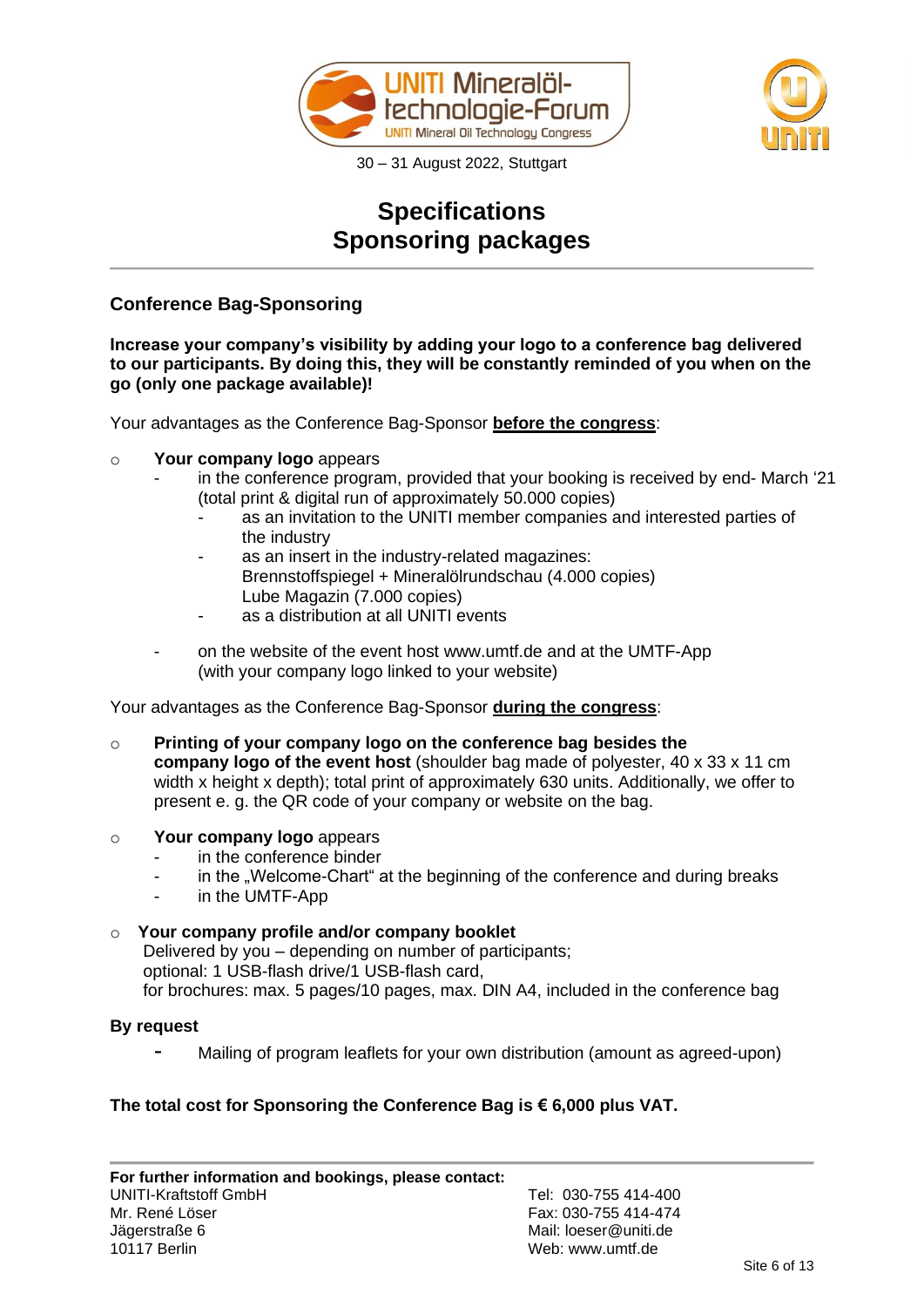30 – 31 August 2022, Stuttgart

# Specifications
# Sponsoring packages

## Conference Bag-Sponsoring

**Increase your company's visibility by adding your logo to a conference bag delivered to our participants. By doing this, they will be constantly reminded of you when on the go (only one package available)!**

Your advantages as the Conference Bag-Sponsor **before the congress**:

- **Your company logo** appears
  - in the conference program, provided that your booking is received by end- March '21 (total print & digital run of approximately 50.000 copies)
    - as an invitation to the UNITI member companies and interested parties of the industry
    - as an insert in the industry-related magazines:
      Brennstoffspiegel + Mineralölrundschau (4.000 copies)
      Lube Magazin (7.000 copies)
    - as a distribution at all UNITI events
  - on the website of the event host www.umtf.de and at the UMTF-App (with your company logo linked to your website)

Your advantages as the Conference Bag-Sponsor **during the congress**:

- **Printing of your company logo on the conference bag besides the company logo of the event host** (shoulder bag made of polyester, 40 x 33 x 11 cm width x height x depth); total print of approximately 630 units. Additionally, we offer to present e. g. the QR code of your company or website on the bag.

- **Your company logo** appears
  - in the conference binder
  - in the „Welcome-Chart" at the beginning of the conference and during breaks
  - in the UMTF-App

- **Your company profile and/or company booklet**
  Delivered by you – depending on number of participants;
  optional: 1 USB-flash drive/1 USB-flash card,
  for brochures: max. 5 pages/10 pages, max. DIN A4, included in the conference bag

**By request**

- Mailing of program leaflets for your own distribution (amount as agreed-upon)

**The total cost for Sponsoring the Conference Bag is € 6,000 plus VAT.**

**For further information and bookings, please contact:**
UNITI-Kraftstoff GmbH
Mr. René Löser
Jägerstraße 6
10117 Berlin

Tel: 030-755 414-400
Fax: 030-755 414-474
Mail: loeser@uniti.de
Web: www.umtf.de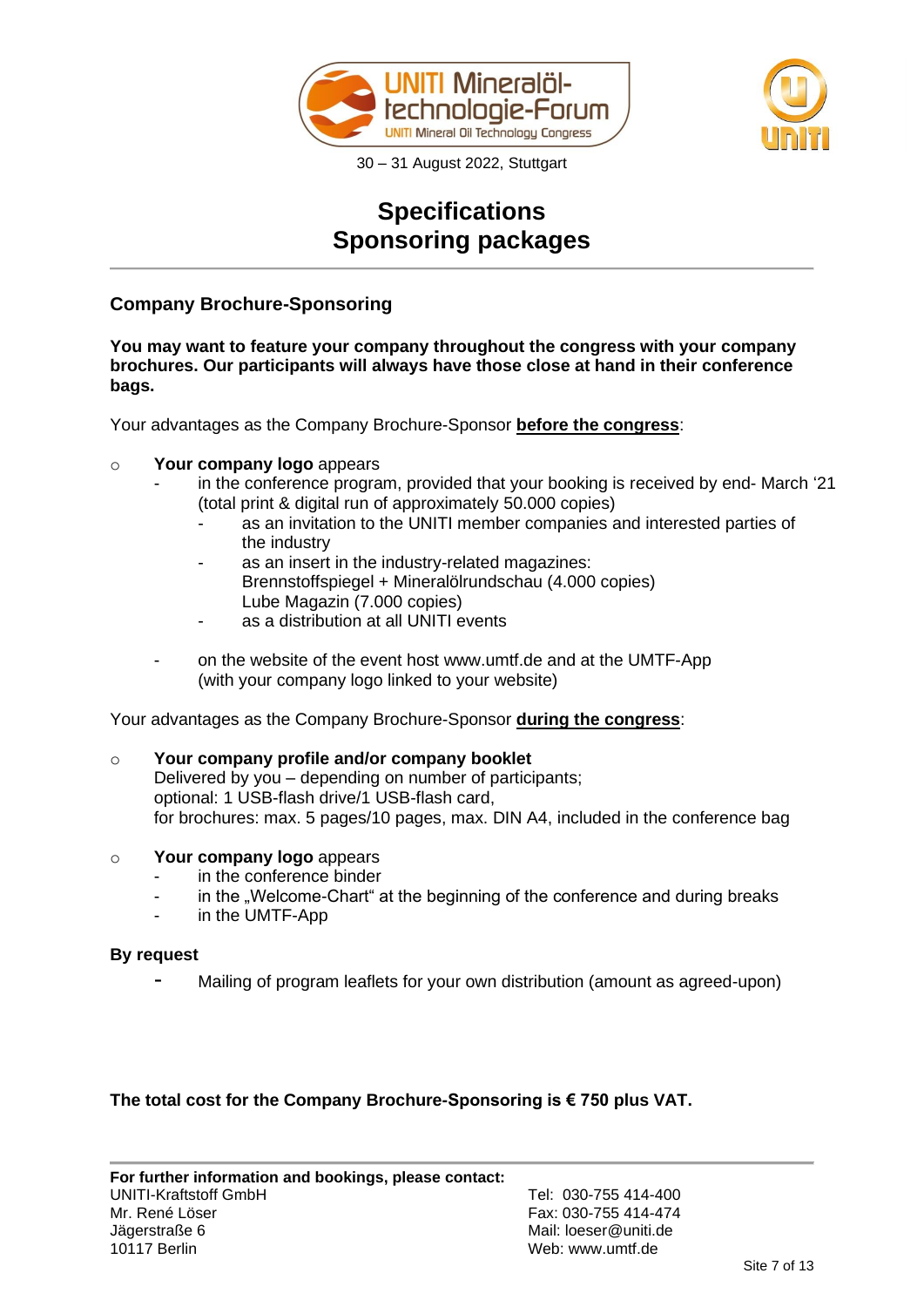# Specifications
# Sponsoring packages

## Company Brochure-Sponsoring

**You may want to feature your company throughout the congress with your company brochures. Our participants will always have those close at hand in their conference bags.**

Your advantages as the Company Brochure-Sponsor **before the congress**:

- **Your company logo** appears
  - in the conference program, provided that your booking is received by end- March '21 (total print & digital run of approximately 50.000 copies)
    - as an invitation to the UNITI member companies and interested parties of the industry
    - as an insert in the industry-related magazines: Brennstoffspiegel + Mineralölrundschau (4.000 copies) Lube Magazin (7.000 copies)
    - as a distribution at all UNITI events
  - on the website of the event host www.umtf.de and at the UMTF-App (with your company logo linked to your website)

Your advantages as the Company Brochure-Sponsor **during the congress**:

- **Your company profile and/or company booklet**
  Delivered by you – depending on number of participants;
  optional: 1 USB-flash drive/1 USB-flash card,
  for brochures: max. 5 pages/10 pages, max. DIN A4, included in the conference bag

- **Your company logo** appears
  - in the conference binder
  - in the „Welcome-Chart" at the beginning of the conference and during breaks
  - in the UMTF-App

**By request**

- Mailing of program leaflets for your own distribution (amount as agreed-upon)

**The total cost for the Company Brochure-Sponsoring is € 750 plus VAT.**

**For further information and bookings, please contact:**
UNITI-Kraftstoff GmbH
Mr. René Löser
Jägerstraße 6
10117 Berlin

Tel: 030-755 414-400
Fax: 030-755 414-474
Mail: loeser@uniti.de
Web: www.umtf.de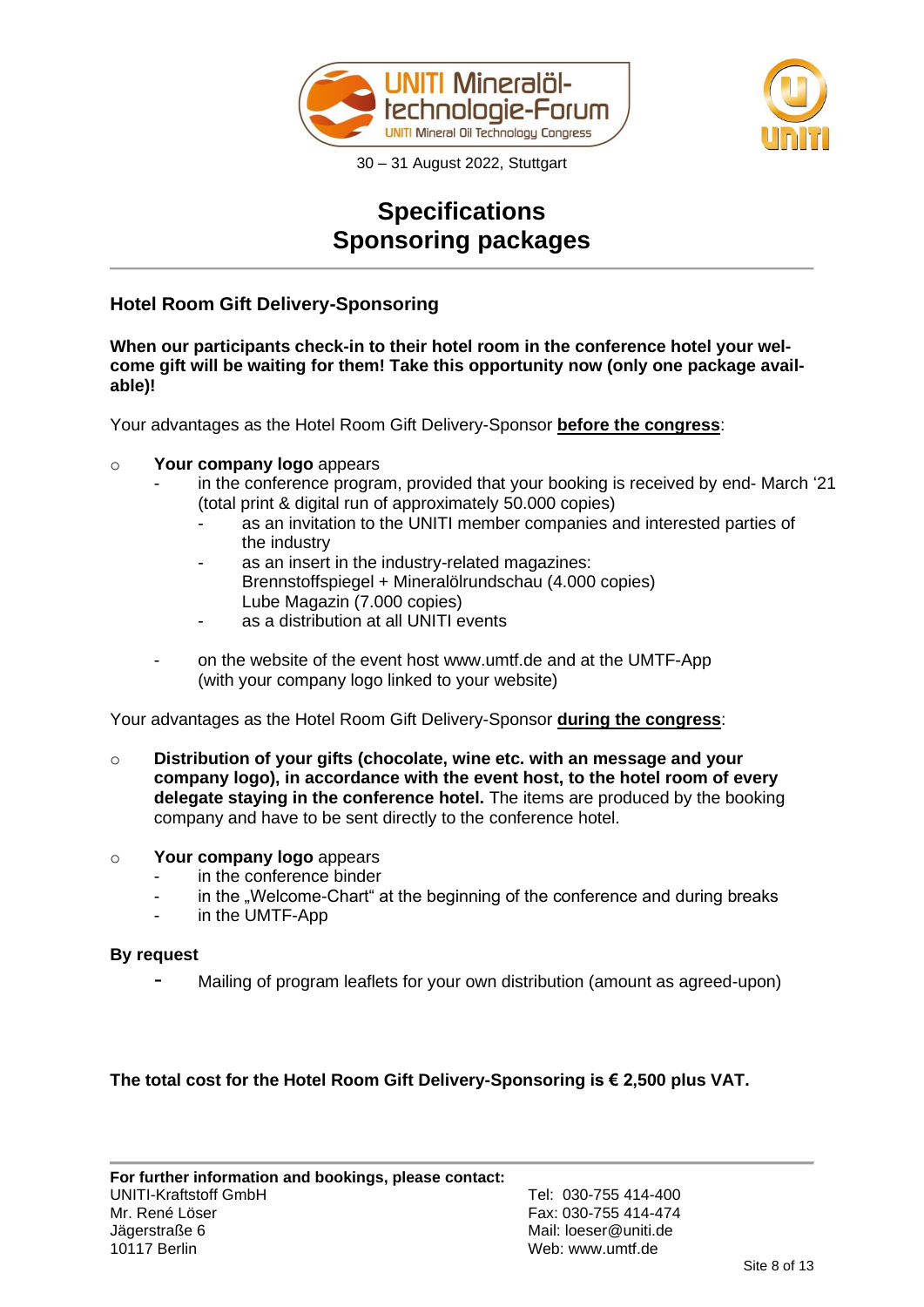30 – 31 August 2022, Stuttgart

# Specifications
# Sponsoring packages

## Hotel Room Gift Delivery-Sponsoring

**When our participants check-in to their hotel room in the conference hotel your welcome gift will be waiting for them! Take this opportunity now (only one package available)!**

Your advantages as the Hotel Room Gift Delivery-Sponsor **before the congress**:

- **Your company logo** appears
  - in the conference program, provided that your booking is received by end- March '21 (total print & digital run of approximately 50.000 copies)
    - as an invitation to the UNITI member companies and interested parties of the industry
    - as an insert in the industry-related magazines: Brennstoffspiegel + Mineralölrundschau (4.000 copies) Lube Magazin (7.000 copies)
    - as a distribution at all UNITI events
  - on the website of the event host www.umtf.de and at the UMTF-App (with your company logo linked to your website)

Your advantages as the Hotel Room Gift Delivery-Sponsor **during the congress**:

- **Distribution of your gifts (chocolate, wine etc. with an message and your company logo), in accordance with the event host, to the hotel room of every delegate staying in the conference hotel.** The items are produced by the booking company and have to be sent directly to the conference hotel.
- **Your company logo** appears
  - in the conference binder
  - in the „Welcome-Chart“ at the beginning of the conference and during breaks
  - in the UMTF-App

**By request**

- Mailing of program leaflets for your own distribution (amount as agreed-upon)

**The total cost for the Hotel Room Gift Delivery-Sponsoring is € 2,500 plus VAT.**

**For further information and bookings, please contact:**
UNITI-Kraftstoff GmbH
Mr. René Löser
Jägerstraße 6
10117 Berlin

Tel: 030-755 414-400
Fax: 030-755 414-474
Mail: loeser@uniti.de
Web: www.umtf.de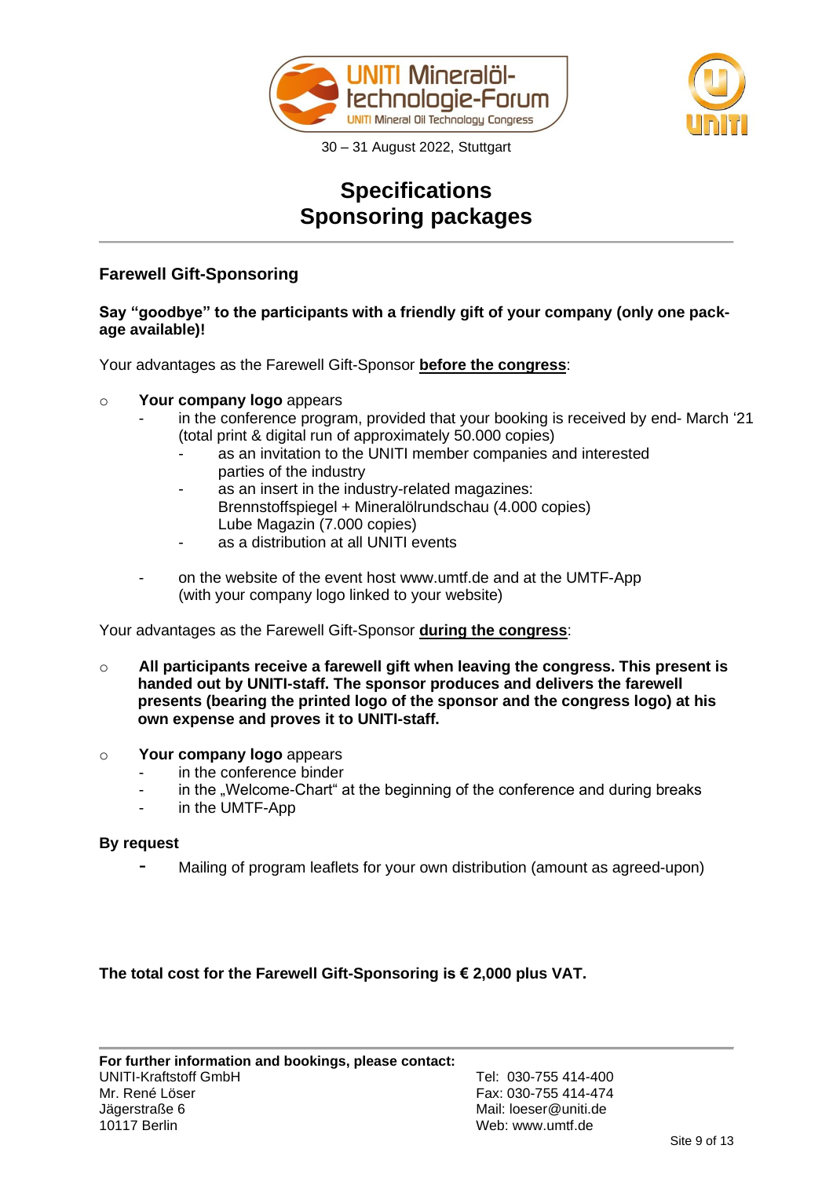30 – 31 August 2022, Stuttgart

# Specifications
# Sponsoring packages

## Farewell Gift-Sponsoring

**Say "goodbye" to the participants with a friendly gift of your company (only one package available)!**

Your advantages as the Farewell Gift-Sponsor **before the congress**:

- **Your company logo** appears
  - in the conference program, provided that your booking is received by end- March '21 (total print & digital run of approximately 50.000 copies)
    - as an invitation to the UNITI member companies and interested parties of the industry
    - as an insert in the industry-related magazines: Brennstoffspiegel + Mineralölrundschau (4.000 copies) Lube Magazin (7.000 copies)
    - as a distribution at all UNITI events
  - on the website of the event host www.umtf.de and at the UMTF-App (with your company logo linked to your website)

Your advantages as the Farewell Gift-Sponsor **during the congress**:

- **All participants receive a farewell gift when leaving the congress. This present is handed out by UNITI-staff. The sponsor produces and delivers the farewell presents (bearing the printed logo of the sponsor and the congress logo) at his own expense and proves it to UNITI-staff.**

- **Your company logo** appears
  - in the conference binder
  - in the „Welcome-Chart" at the beginning of the conference and during breaks
  - in the UMTF-App

**By request**

- Mailing of program leaflets for your own distribution (amount as agreed-upon)

**The total cost for the Farewell Gift-Sponsoring is € 2,000 plus VAT.**

**For further information and bookings, please contact:**
UNITI-Kraftstoff GmbH
Mr. René Löser
Jägerstraße 6
10117 Berlin

Tel: 030-755 414-400
Fax: 030-755 414-474
Mail: loeser@uniti.de
Web: www.umtf.de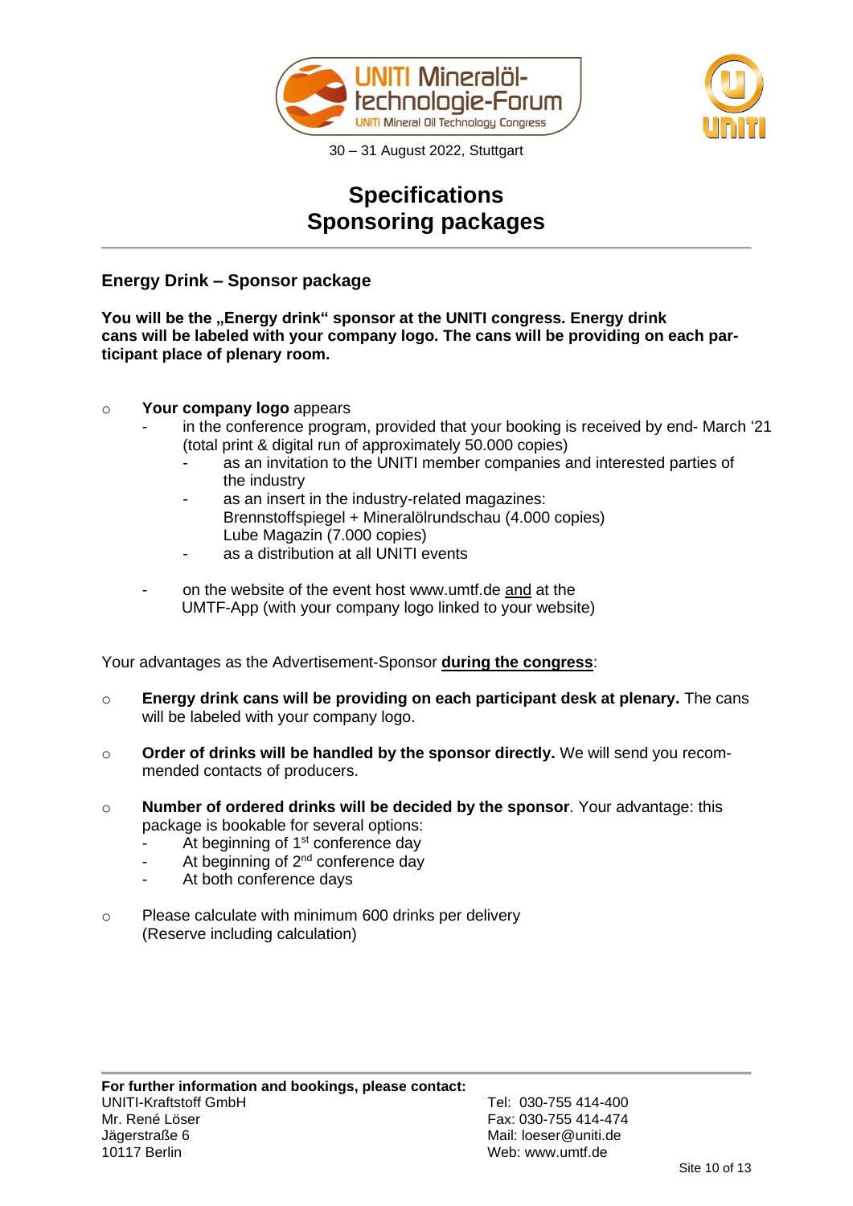# Specifications
# Sponsoring packages

## Energy Drink – Sponsor package

**You will be the „Energy drink“ sponsor at the UNITI congress. Energy drink cans will be labeled with your company logo. The cans will be providing on each participant place of plenary room.**

- **Your company logo** appears
  - in the conference program, provided that your booking is received by end- March ‘21 (total print & digital run of approximately 50.000 copies)
    - as an invitation to the UNITI member companies and interested parties of the industry
    - as an insert in the industry-related magazines:
      Brennstoffspiegel + Mineralölrundschau (4.000 copies)
      Lube Magazin (7.000 copies)
    - as a distribution at all UNITI events
  - on the website of the event host www.umtf.de and at the UMTF-App (with your company logo linked to your website)

Your advantages as the Advertisement-Sponsor **during the congress**:

- **Energy drink cans will be providing on each participant desk at plenary.** The cans will be labeled with your company logo.
- **Order of drinks will be handled by the sponsor directly.** We will send you recommended contacts of producers.
- **Number of ordered drinks will be decided by the sponsor**. Your advantage: this package is bookable for several options:
  - At beginning of 1st conference day
  - At beginning of 2nd conference day
  - At both conference days
- Please calculate with minimum 600 drinks per delivery (Reserve including calculation)

**For further information and bookings, please contact:**

UNITI-Kraftstoff GmbH
Mr. René Löser
Jägerstraße 6
10117 Berlin

Tel: 030-755 414-400
Fax: 030-755 414-474
Mail: loeser@uniti.de
Web: www.umtf.de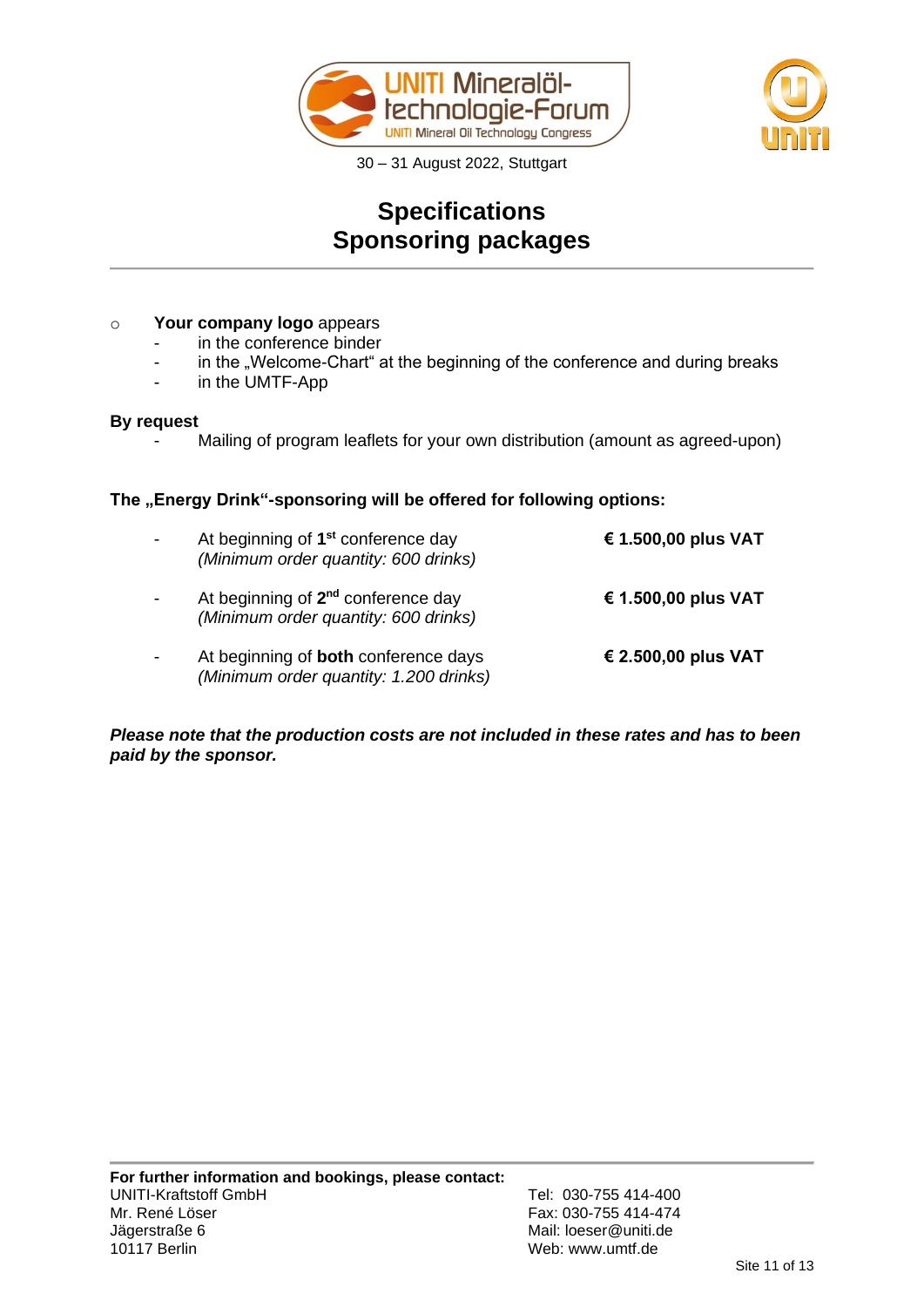30 – 31 August 2022, Stuttgart

# Specifications
# Sponsoring packages

- **Your company logo** appears
  - in the conference binder
  - in the „Welcome-Chart" at the beginning of the conference and during breaks
  - in the UMTF-App

**By request**

- Mailing of program leaflets for your own distribution (amount as agreed-upon)

**The „Energy Drink"-sponsoring will be offered for following options:**

| | |
|---|---|
| - At beginning of **1st** conference day *(Minimum order quantity: 600 drinks)* | **€ 1.500,00 plus VAT** |
| - At beginning of **2nd** conference day *(Minimum order quantity: 600 drinks)* | **€ 1.500,00 plus VAT** |
| - At beginning of **both** conference days *(Minimum order quantity: 1.200 drinks)* | **€ 2.500,00 plus VAT** |

***Please note that the production costs are not included in these rates and has to been paid by the sponsor.***

**For further information and bookings, please contact:**
UNITI-Kraftstoff GmbH
Mr. René Löser
Jägerstraße 6
10117 Berlin

Tel: 030-755 414-400
Fax: 030-755 414-474
Mail: loeser@uniti.de
Web: www.umtf.de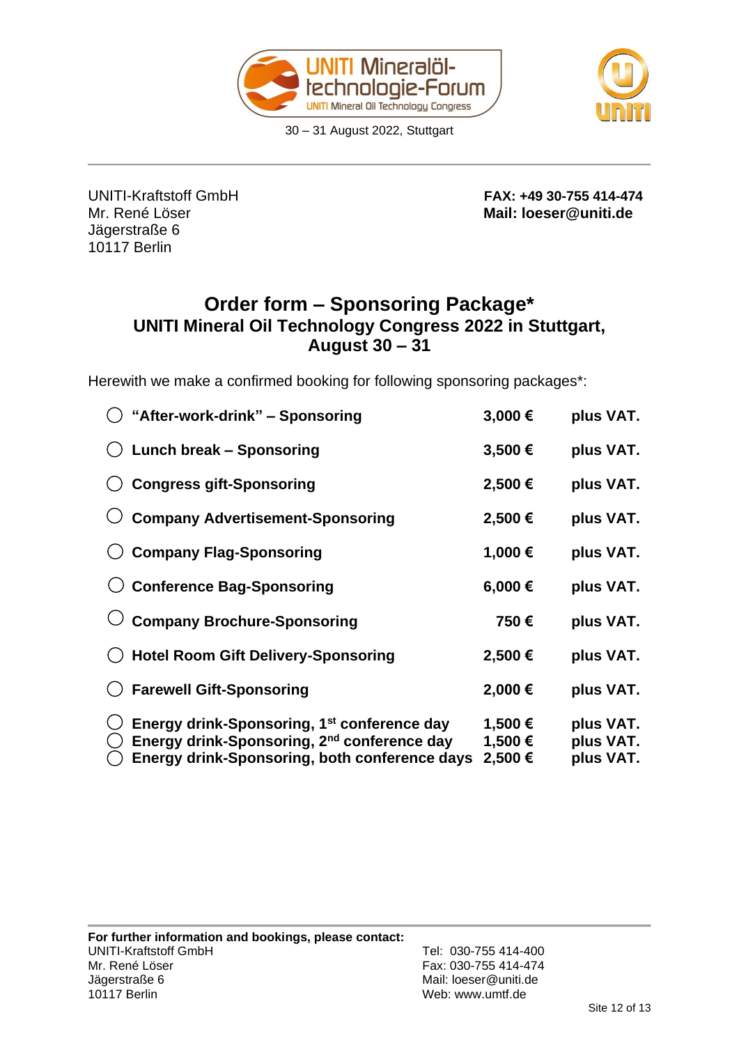UNITI Mineralöl-technologie-Forum
UNITI Mineral Oil Technology Congress

30 – 31 August 2022, Stuttgart

UNITI-Kraftstoff GmbH
Mr. René Löser
Jägerstraße 6
10117 Berlin

**FAX: +49 30-755 414-474**
**Mail: loeser@uniti.de**

# Order form – Sponsoring Package*

## UNITI Mineral Oil Technology Congress 2022 in Stuttgart, August 30 – 31

Herewith we make a confirmed booking for following sponsoring packages*:

| | Package | Price | |
|---|---|---|---|
| ◯ | **"After-work-drink" – Sponsoring** | **3,000 €** | **plus VAT.** |
| ◯ | **Lunch break – Sponsoring** | **3,500 €** | **plus VAT.** |
| ◯ | **Congress gift-Sponsoring** | **2,500 €** | **plus VAT.** |
| ◯ | **Company Advertisement-Sponsoring** | **2,500 €** | **plus VAT.** |
| ◯ | **Company Flag-Sponsoring** | **1,000 €** | **plus VAT.** |
| ◯ | **Conference Bag-Sponsoring** | **6,000 €** | **plus VAT.** |
| ◯ | **Company Brochure-Sponsoring** | **750 €** | **plus VAT.** |
| ◯ | **Hotel Room Gift Delivery-Sponsoring** | **2,500 €** | **plus VAT.** |
| ◯ | **Farewell Gift-Sponsoring** | **2,000 €** | **plus VAT.** |
| ◯ | **Energy drink-Sponsoring, 1st conference day** | **1,500 €** | **plus VAT.** |
| ◯ | **Energy drink-Sponsoring, 2nd conference day** | **1,500 €** | **plus VAT.** |
| ◯ | **Energy drink-Sponsoring, both conference days** | **2,500 €** | **plus VAT.** |

**For further information and bookings, please contact:**

UNITI-Kraftstoff GmbH
Mr. René Löser
Jägerstraße 6
10117 Berlin

Tel: 030-755 414-400
Fax: 030-755 414-474
Mail: loeser@uniti.de
Web: www.umtf.de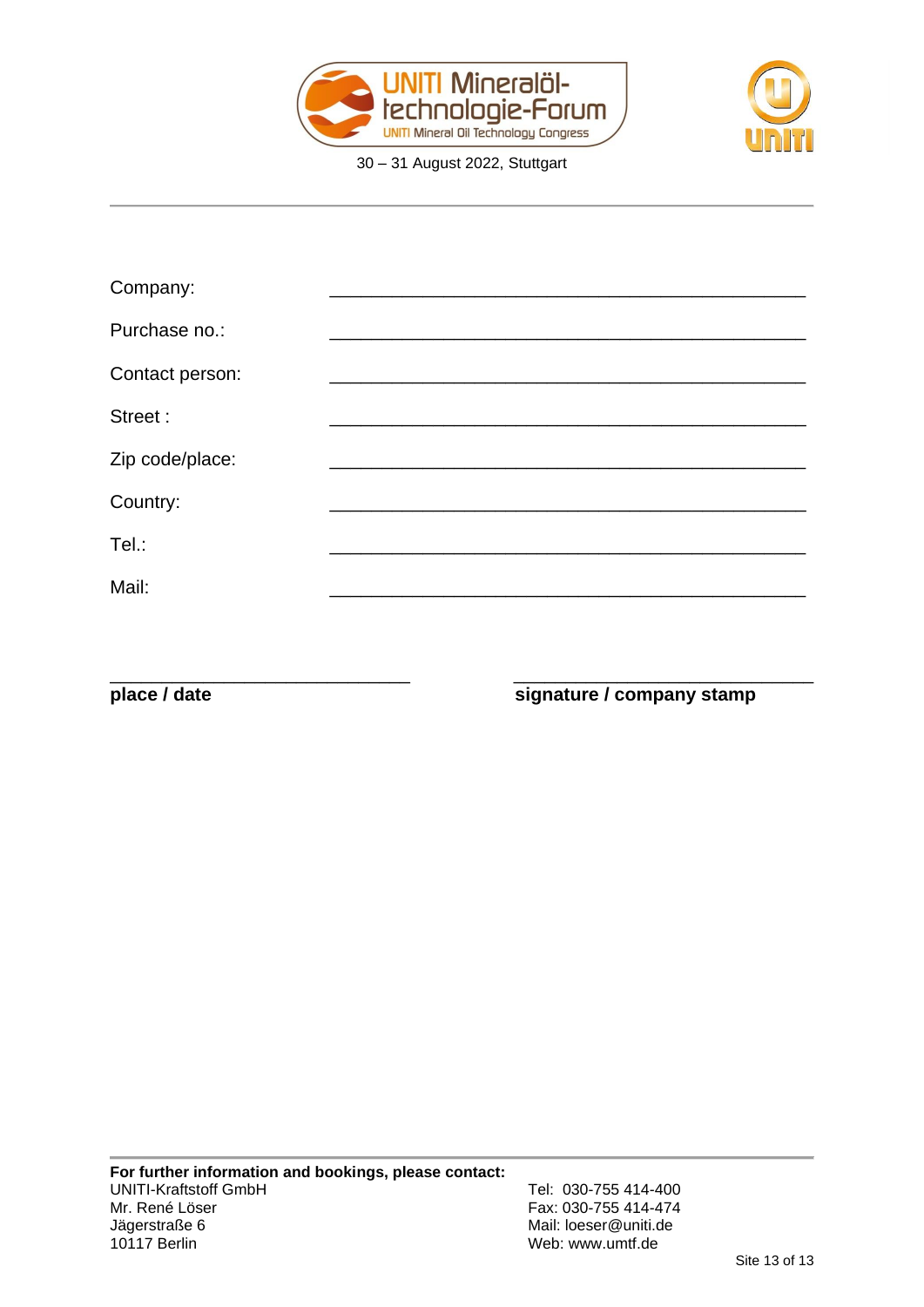UNITI Mineralöl-technologie-Forum
UNITI Mineral Oil Technology Congress

30 – 31 August 2022, Stuttgart

Company: ____________________________________________

Purchase no.: ____________________________________________

Contact person: ____________________________________________

Street : ____________________________________________

Zip code/place: ____________________________________________

Country: ____________________________________________

Tel.: ____________________________________________

Mail: ____________________________________________

____________________________ ____________________________

**place / date** **signature / company stamp**

**For further information and bookings, please contact:**

UNITI-Kraftstoff GmbH
Mr. René Löser
Jägerstraße 6
10117 Berlin

Tel: 030-755 414-400
Fax: 030-755 414-474
Mail: loeser@uniti.de
Web: www.umtf.de